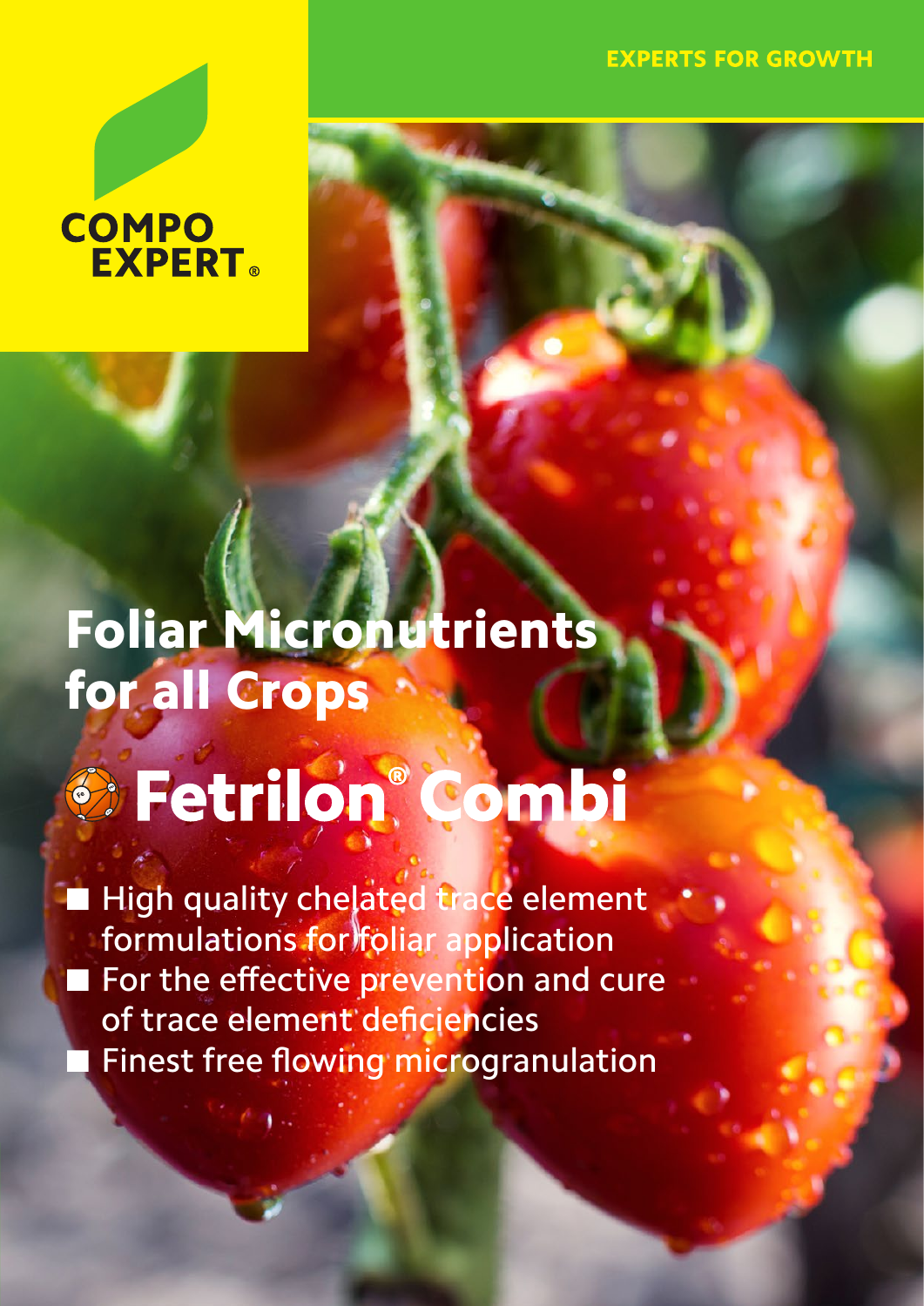EXPERTS FOR GROWTH

COMPO EXPERT®

# Foliar Micronutrients for all Crops

# Fetrilon® Combi

- High quality chelated trace element formulations for foliar application
- For the effective prevention and cure of trace element deficiencies
- Finest free flowing microgranulation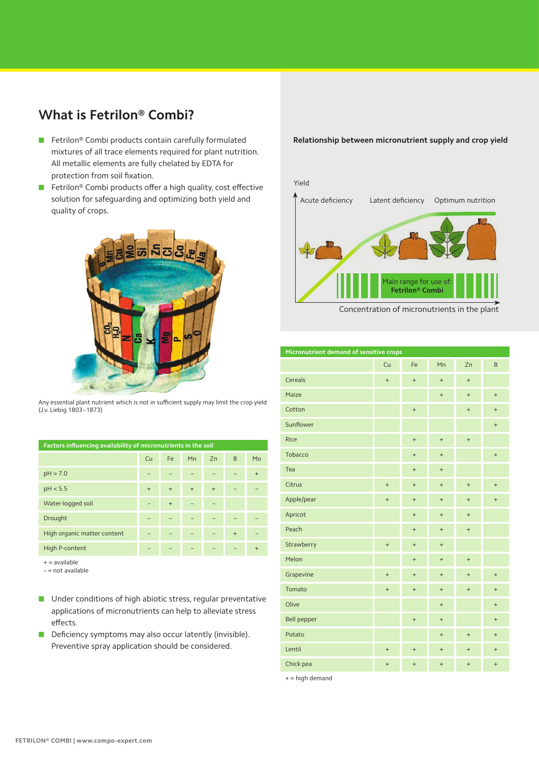## What is Fetrilon® Combi?

- Fetrilon® Combi products contain carefully formulated mixtures of all trace elements required for plant nutrition. All metallic elements are fully chelated by EDTA for protection from soil fixation.
- Fetrilon® Combi products offer a high quality, cost effective solution for safeguarding and optimizing both yield and quality of crops.

Any essential plant nutrient which is not in sufficient supply may limit the crop yield (J.v. Liebig 1803–1873)

**Factors influencing availability of micronutrients in the soil**

| | Cu | Fe | Mn | Zn | B | Mo |
|---|---|---|---|---|---|---|
| pH > 7.0 | – | – | – | – | – | + |
| pH < 5.5 | + | + | + | + | – | – |
| Water-logged soil | – | + | – | – | | |
| Drought | – | – | – | – | – | – |
| High organic matter content | – | – | – | – | + | – |
| High P-content | – | – | – | – | – | + |

+ = available
– = not available

- Under conditions of high abiotic stress, regular preventative applications of micronutrients can help to alleviate stress effects.
- Deficiency symptoms may also occur latently (invisible). Preventive spray application should be considered.

**Relationship between micronutrient supply and crop yield**

Yield

Acute deficiency

Latent deficiency

Optimum nutrition

Main range for use of: **Fetrilon® Combi**

Concentration of micronutrients in the plant

**Micronutrient demand of sensitive crops**

| | Cu | Fe | Mn | Zn | B |
|---|---|---|---|---|---|
| Cereals | + | + | + | + | |
| Maize | | | + | + | + |
| Cotton | | + | | + | + |
| Sunflower | | | | | + |
| Rice | | + | + | + | |
| Tobacco | | + | + | | + |
| Tea | | + | + | | |
| Citrus | + | + | + | + | + |
| Apple/pear | + | + | + | + | + |
| Apricot | | + | + | + | |
| Peach | | + | + | + | |
| Strawberry | + | + | + | | |
| Melon | | + | + | + | |
| Grapevine | + | + | + | + | + |
| Tomato | + | + | + | + | + |
| Olive | | | + | | + |
| Bell pepper | | + | + | | + |
| Potato | | | + | + | + |
| Lentil | + | + | + | + | + |
| Chick pea | + | + | + | + | + |

+ = high demand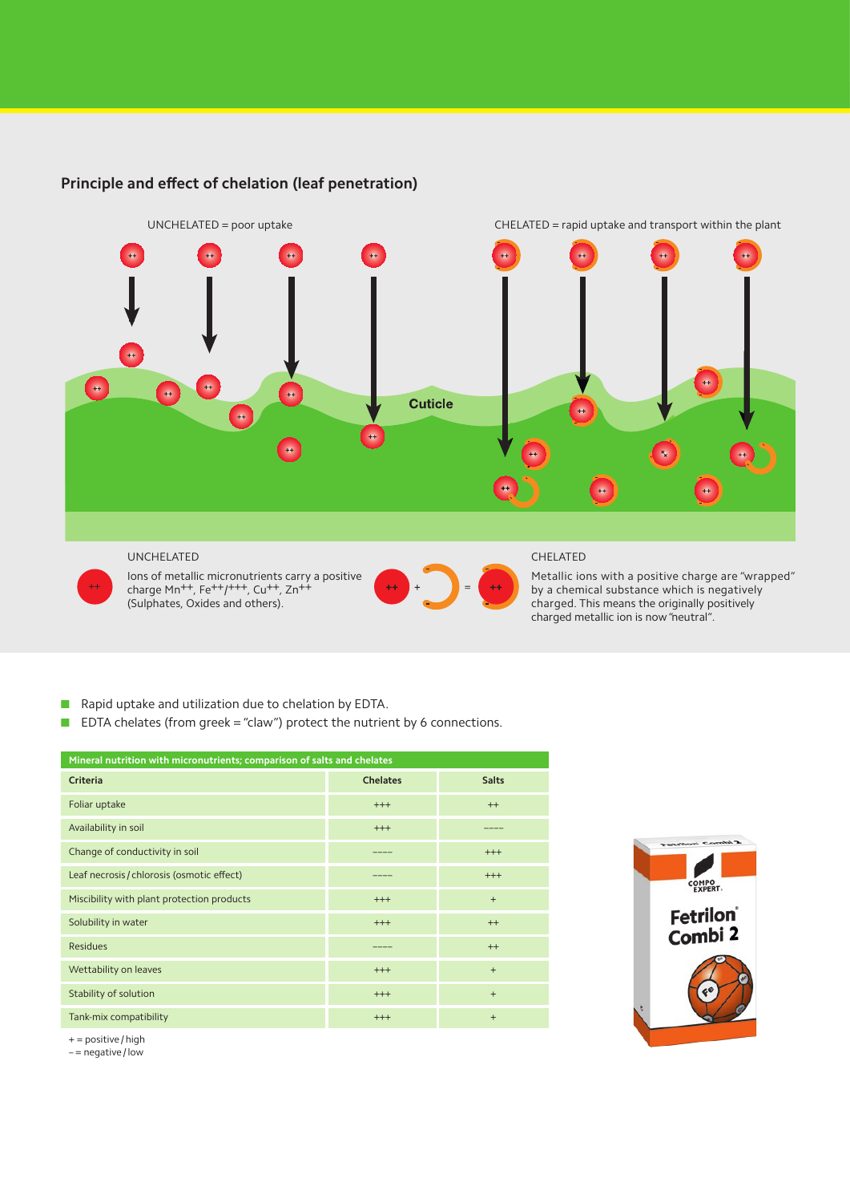## Principle and effect of chelation (leaf penetration)

UNCHELATED = poor uptake

CHELATED = rapid uptake and transport within the plant

Cuticle

UNCHELATED

Ions of metallic micronutrients carry a positive charge $Mn^{++}$, $Fe^{++/+++}$, $Cu^{++}$, $Zn^{++}$ (Sulphates, Oxides and others).

CHELATED

Metallic ions with a positive charge are "wrapped" by a chemical substance which is negatively charged. This means the originally positively charged metallic ion is now "neutral".

- Rapid uptake and utilization due to chelation by EDTA.
- EDTA chelates (from greek = "claw") protect the nutrient by 6 connections.

**Mineral nutrition with micronutrients; comparison of salts and chelates**

| Criteria | Chelates | Salts |
|---|---|---|
| Foliar uptake | +++ | ++ |
| Availability in soil | +++ | ---- |
| Change of conductivity in soil | ---- | +++ |
| Leaf necrosis / chlorosis (osmotic effect) | ---- | +++ |
| Miscibility with plant protection products | +++ | + |
| Solubility in water | +++ | ++ |
| Residues | ---- | ++ |
| Wettability on leaves | +++ | + |
| Stability of solution | +++ | + |
| Tank-mix compatibility | +++ | + |

+ = positive / high
– = negative / low

Fetrilon® Combi 2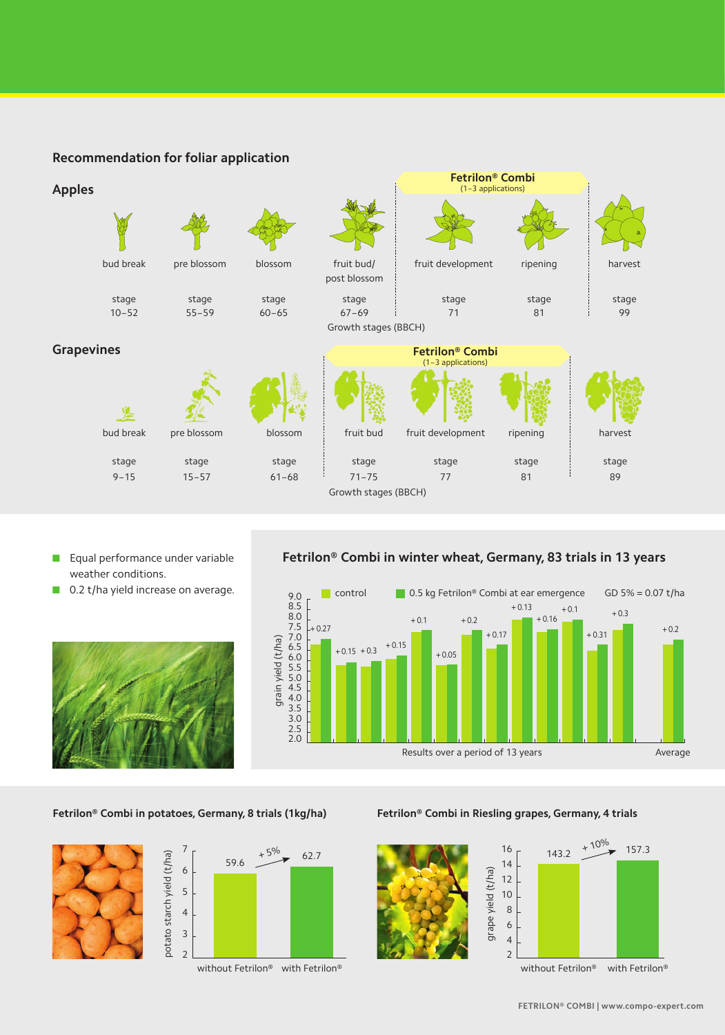## Recommendation for foliar application

### Apples

Fetrilon® Combi
(1–3 applications)

bud break
stage
10–52

pre blossom
stage
55–59

blossom
stage
60–65

fruit bud/
post blossom
stage
67–69

fruit development
stage
71

ripening
stage
81

harvest
stage
99

Growth stages (BBCH)

### Grapevines

Fetrilon® Combi
(1–3 applications)

bud break
stage
9–15

pre blossom
stage
15–57

blossom
stage
61–68

fruit bud
stage
71–75

fruit development
stage
77

ripening
stage
81

harvest
stage
89

Growth stages (BBCH)

- Equal performance under variable weather conditions.
- 0.2 t/ha yield increase on average.

### Fetrilon® Combi in winter wheat, Germany, 83 trials in 13 years

control
0.5 kg Fetrilon® Combi at ear emergence
GD 5% = 0.07 t/ha

grain yield (t/ha)
9.0
8.5
8.0
7.5
7.0
6.5
6.0
5.5
5.0
4.5
4.0
3.5
3.0
2.5
2.0

+ 0.27
+ 0.15
+ 0.3
+ 0.15
+ 0.1
+ 0.05
+ 0.2
+ 0.17
+ 0.13
+ 0.16
+ 0.1
+ 0.31
+ 0.3
+ 0.2

Results over a period of 13 years
Average

#### Fetrilon® Combi in potatoes, Germany, 8 trials (1kg/ha)

potato starch yield (t/ha)
7
6
5
4
3
2

59.6
+ 5%
62.7

without Fetrilon®
with Fetrilon®

#### Fetrilon® Combi in Riesling grapes, Germany, 4 trials

grape yield (t/ha)
16
14
12
10
8
6
4
2

143.2
+ 10%
157.3

without Fetrilon®
with Fetrilon®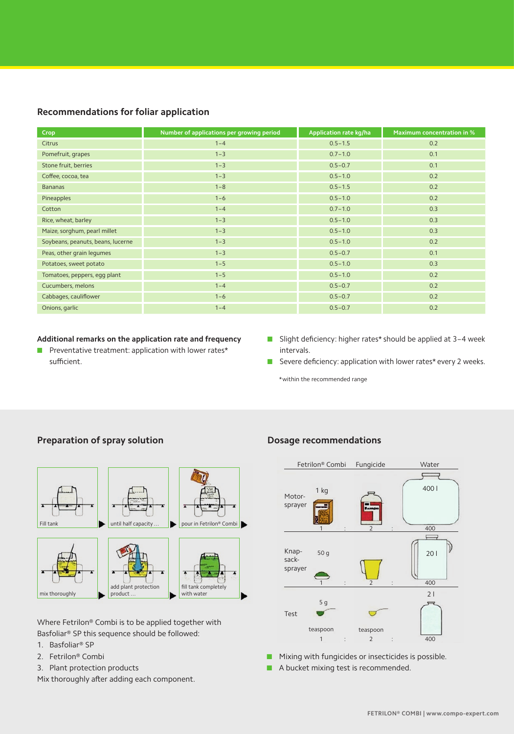## Recommendations for foliar application

| Crop | Number of applications per growing period | Application rate kg/ha | Maximum concentration in % |
|---|---|---|---|
| Citrus | 1–4 | 0.5–1.5 | 0.2 |
| Pomefruit, grapes | 1–3 | 0.7–1.0 | 0.1 |
| Stone fruit, berries | 1–3 | 0.5–0.7 | 0.1 |
| Coffee, cocoa, tea | 1–3 | 0.5–1.0 | 0.2 |
| Bananas | 1–8 | 0.5–1.5 | 0.2 |
| Pineapples | 1–6 | 0.5–1.0 | 0.2 |
| Cotton | 1–4 | 0.7–1.0 | 0.3 |
| Rice, wheat, barley | 1–3 | 0.5–1.0 | 0.3 |
| Maize, sorghum, pearl millet | 1–3 | 0.5–1.0 | 0.3 |
| Soybeans, peanuts, beans, lucerne | 1–3 | 0.5–1.0 | 0.2 |
| Peas, other grain legumes | 1–3 | 0.5–0.7 | 0.1 |
| Potatoes, sweet potato | 1–5 | 0.5–1.0 | 0.3 |
| Tomatoes, peppers, egg plant | 1–5 | 0.5–1.0 | 0.2 |
| Cucumbers, melons | 1–4 | 0.5–0.7 | 0.2 |
| Cabbages, cauliflower | 1–6 | 0.5–0.7 | 0.2 |
| Onions, garlic | 1–4 | 0.5–0.7 | 0.2 |

### Additional remarks on the application rate and frequency

- Preventative treatment: application with lower rates* sufficient.
- Slight deficiency: higher rates* should be applied at 3–4 week intervals.
- Severe deficiency: application with lower rates* every 2 weeks.

*within the recommended range

## Preparation of spray solution

Fill tank

until half capacity …

pour in Fetrilon® Combi

mix thoroughly

add plant protection product …

fill tank completely with water

Where Fetrilon® Combi is to be applied together with Basfoliar® SP this sequence should be followed:

1. Basfoliar® SP
2. Fetrilon® Combi
3. Plant protection products

Mix thoroughly after adding each component.

## Dosage recommendations

| | Fetrilon® Combi | Fungicide | Water |
|---|---|---|---|
| Motor-sprayer | 1 kg | | 400 l |
| | 1 : | 2 : | 400 |
| Knap-sack-sprayer | 50 g | | 20 l |
| | 1 : | 2 : | 400 |
| Test | 5 g teaspoon | teaspoon | 2 l |
| | 1 : | 2 : | 400 |

- Mixing with fungicides or insecticides is possible.
- A bucket mixing test is recommended.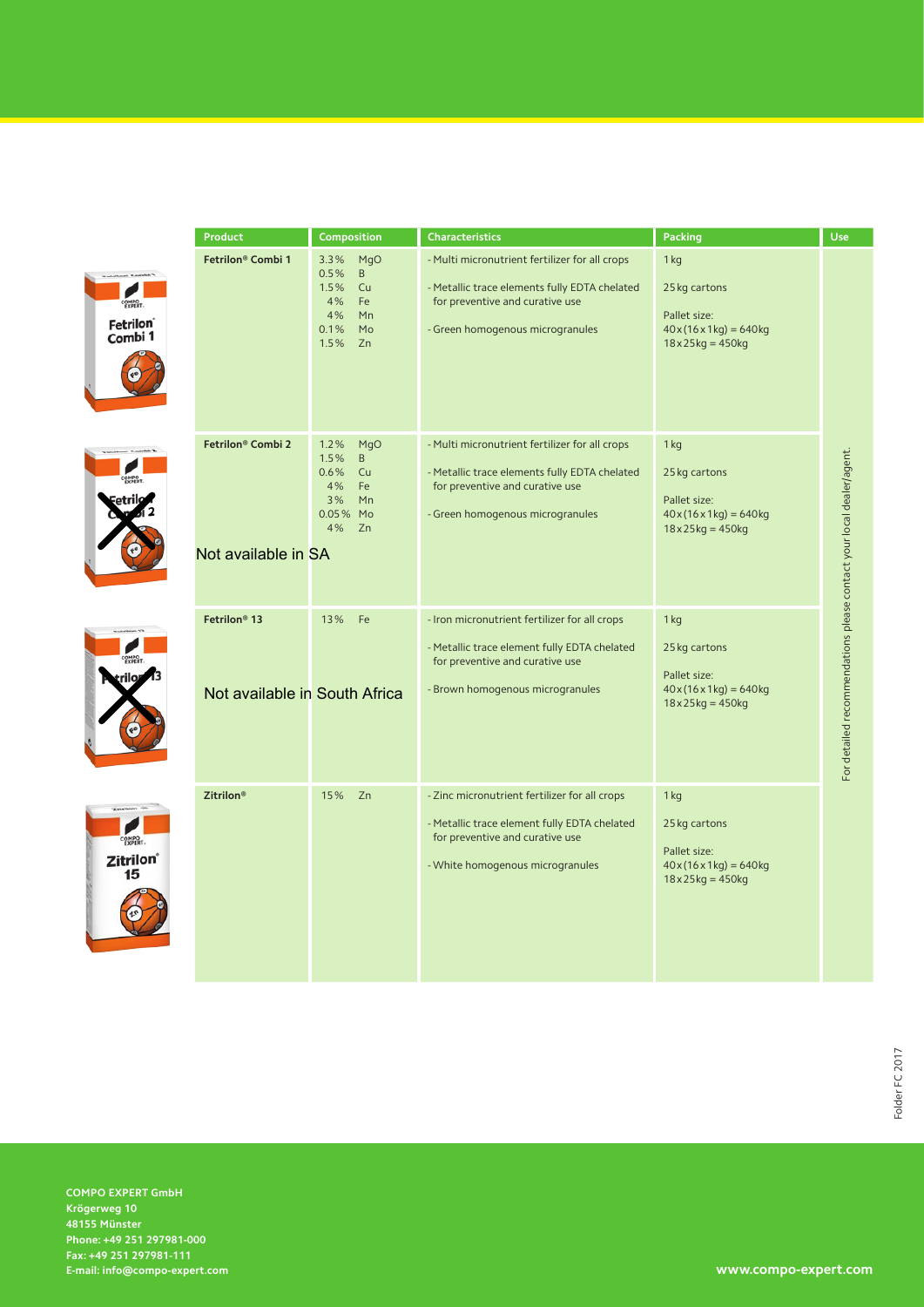| Product | Composition | Characteristics | Packing | Use |
|---|---|---|---|---|
| Fetrilon® Combi 1 | 3.3% MgO<br>0.5% B<br>1.5% Cu<br>4% Fe<br>4% Mn<br>0.1% Mo<br>1.5% Zn | - Multi micronutrient fertilizer for all crops<br>- Metallic trace elements fully EDTA chelated for preventive and curative use<br>- Green homogenous microgranules | 1 kg<br>25 kg cartons<br>Pallet size:<br>40 x (16 x 1 kg) = 640 kg<br>18 x 25 kg = 450 kg | For detailed recommendations please contact your local dealer/agent. |
| Fetrilon® Combi 2<br>Not available in SA | 1.2% MgO<br>1.5% B<br>0.6% Cu<br>4% Fe<br>3% Mn<br>0.05% Mo<br>4% Zn | - Multi micronutrient fertilizer for all crops<br>- Metallic trace elements fully EDTA chelated for preventive and curative use<br>- Green homogenous microgranules | 1 kg<br>25 kg cartons<br>Pallet size:<br>40 x (16 x 1 kg) = 640 kg<br>18 x 25 kg = 450 kg | |
| Fetrilon® 13<br>Not available in South Africa | 13% Fe | - Iron micronutrient fertilizer for all crops<br>- Metallic trace element fully EDTA chelated for preventive and curative use<br>- Brown homogenous microgranules | 1 kg<br>25 kg cartons<br>Pallet size:<br>40 x (16 x 1 kg) = 640 kg<br>18 x 25 kg = 450 kg | |
| Zitrilon® | 15% Zn | - Zinc micronutrient fertilizer for all crops<br>- Metallic trace element fully EDTA chelated for preventive and curative use<br>- White homogenous microgranules | 1 kg<br>25 kg cartons<br>Pallet size:<br>40 x (16 x 1 kg) = 640 kg<br>18 x 25 kg = 450 kg | |

Folder FC 2017

**COMPO EXPERT GmbH**
**Krögerweg 10**
**48155 Münster**
**Phone: +49 251 297981-000**
**Fax: +49 251 297981-111**
**E-mail: info@compo-expert.com**

**www.compo-expert.com**